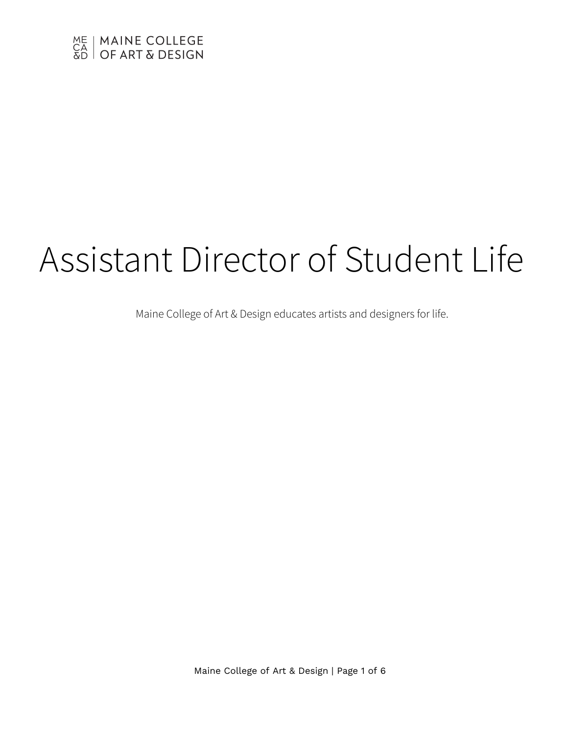MAINE COLLEGE OF ART & DESIGN

# Assistant Director of Student Life

Maine College of Art & Design educates artists and designers for life.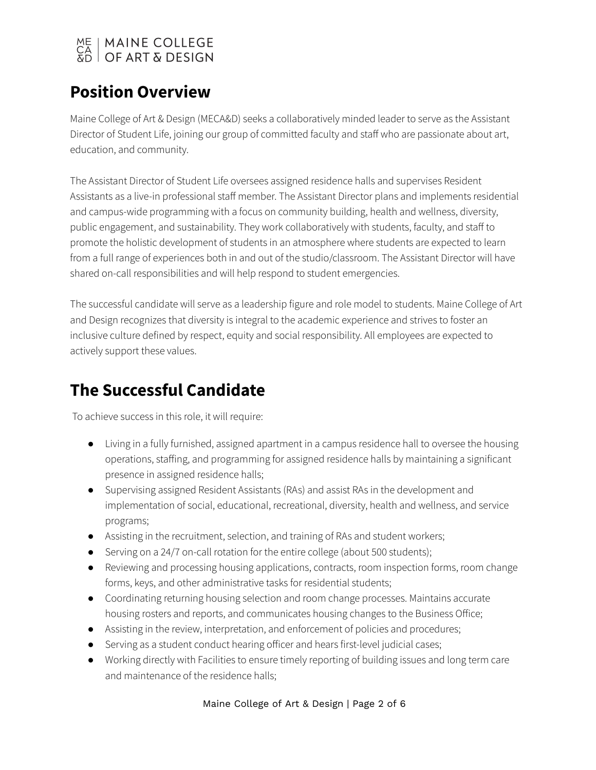## Position Overview

Maine College of Art & Design (MECA&D) seeks a collaboratively minded leader to serve as the Assistant Director of Student Life, joining our group of committed faculty and staff who are passionate about art, education, and community.

The Assistant Director of Student Life oversees assigned residence halls and supervises Resident Assistants as a live-in professional staff member. The Assistant Director plans and implements residential and campus-wide programming with a focus on community building, health and wellness, diversity, public engagement, and sustainability. They work collaboratively with students, faculty, and staff to promote the holistic development of students in an atmosphere where students are expected to learn from a full range of experiences both in and out of the studio/classroom. The Assistant Director will have shared on-call responsibilities and will help respond to student emergencies.

The successful candidate will serve as a leadership figure and role model to students. Maine College of Art and Design recognizes that diversity is integral to the academic experience and strives to foster an inclusive culture defined by respect, equity and social responsibility. All employees are expected to actively support these values.

## The Successful Candidate

To achieve success in this role, it will require:

- Living in a fully furnished, assigned apartment in a campus residence hall to oversee the housing operations, staffing, and programming for assigned residence halls by maintaining a significant presence in assigned residence halls;
- Supervising assigned Resident Assistants (RAs) and assist RAs in the development and implementation of social, educational, recreational, diversity, health and wellness, and service programs;
- Assisting in the recruitment, selection, and training of RAs and student workers;
- Serving on a 24/7 on-call rotation for the entire college (about 500 students);
- Reviewing and processing housing applications, contracts, room inspection forms, room change forms, keys, and other administrative tasks for residential students;
- Coordinating returning housing selection and room change processes. Maintains accurate housing rosters and reports, and communicates housing changes to the Business Office;
- Assisting in the review, interpretation, and enforcement of policies and procedures;
- Serving as a student conduct hearing officer and hears first-level judicial cases;
- Working directly with Facilities to ensure timely reporting of building issues and long term care and maintenance of the residence halls;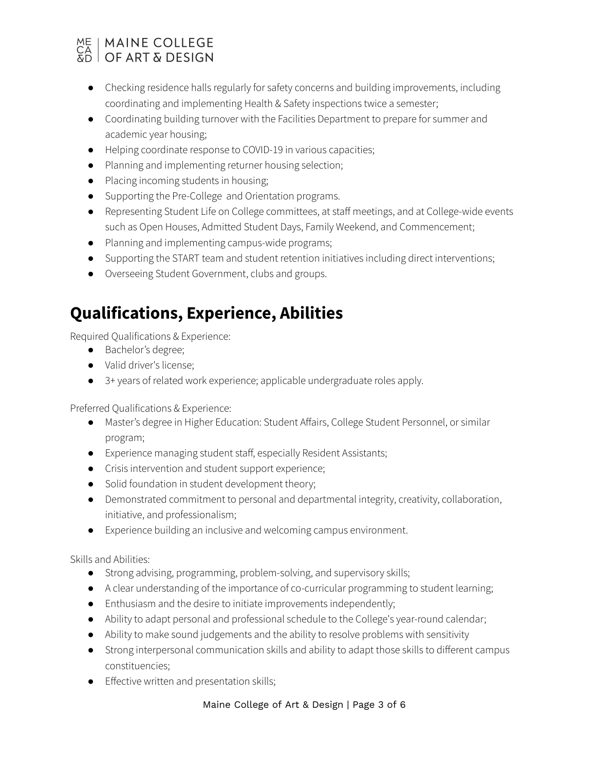- Checking residence halls regularly for safety concerns and building improvements, including coordinating and implementing Health & Safety inspections twice a semester;
- Coordinating building turnover with the Facilities Department to prepare for summer and academic year housing;
- Helping coordinate response to COVID-19 in various capacities;
- Planning and implementing returner housing selection;
- Placing incoming students in housing;
- Supporting the Pre-College  and Orientation programs.
- Representing Student Life on College committees, at staff meetings, and at College-wide events such as Open Houses, Admitted Student Days, Family Weekend, and Commencement;
- Planning and implementing campus-wide programs;
- Supporting the START team and student retention initiatives including direct interventions;
- Overseeing Student Government, clubs and groups.

# Qualifications, Experience, Abilities

Required Qualifications & Experience:

- Bachelor's degree;
- Valid driver's license;
- 3+ years of related work experience; applicable undergraduate roles apply.

Preferred Qualifications & Experience:

- Master's degree in Higher Education: Student Affairs, College Student Personnel, or similar program;
- Experience managing student staff, especially Resident Assistants;
- Crisis intervention and student support experience;
- Solid foundation in student development theory;
- Demonstrated commitment to personal and departmental integrity, creativity, collaboration, initiative, and professionalism;
- Experience building an inclusive and welcoming campus environment.

Skills and Abilities:

- Strong advising, programming, problem-solving, and supervisory skills;
- A clear understanding of the importance of co-curricular programming to student learning;
- Enthusiasm and the desire to initiate improvements independently;
- Ability to adapt personal and professional schedule to the College's year-round calendar;
- Ability to make sound judgements and the ability to resolve problems with sensitivity
- Strong interpersonal communication skills and ability to adapt those skills to different campus constituencies;
- Effective written and presentation skills;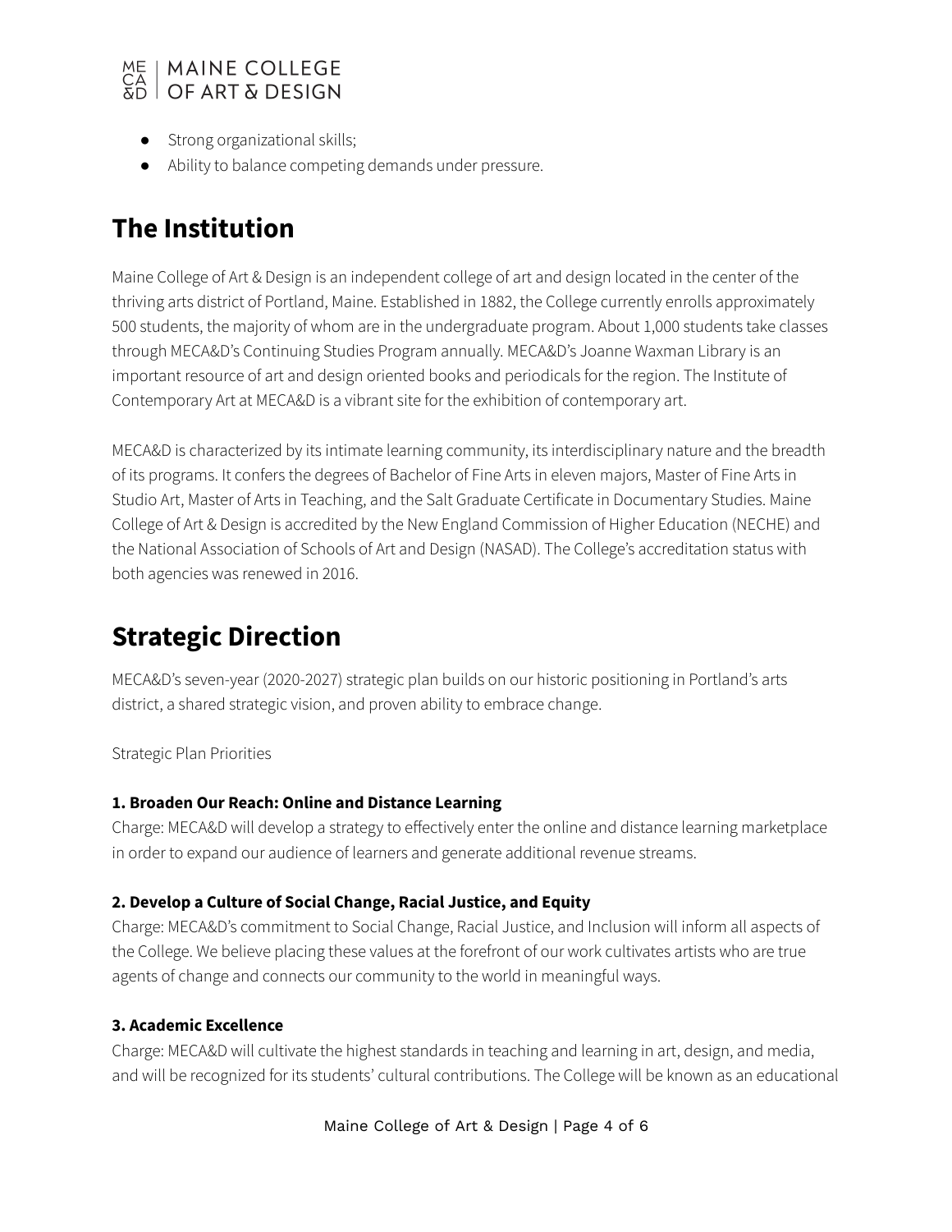- Strong organizational skills;
- Ability to balance competing demands under pressure.

## The Institution

Maine College of Art & Design is an independent college of art and design located in the center of the thriving arts district of Portland, Maine. Established in 1882, the College currently enrolls approximately 500 students, the majority of whom are in the undergraduate program. About 1,000 students take classes through MECA&D's Continuing Studies Program annually. MECA&D's Joanne Waxman Library is an important resource of art and design oriented books and periodicals for the region. The Institute of Contemporary Art at MECA&D is a vibrant site for the exhibition of contemporary art.

MECA&D is characterized by its intimate learning community, its interdisciplinary nature and the breadth of its programs. It confers the degrees of Bachelor of Fine Arts in eleven majors, Master of Fine Arts in Studio Art, Master of Arts in Teaching, and the Salt Graduate Certificate in Documentary Studies. Maine College of Art & Design is accredited by the New England Commission of Higher Education (NECHE) and the National Association of Schools of Art and Design (NASAD). The College's accreditation status with both agencies was renewed in 2016.

## Strategic Direction

MECA&D's seven-year (2020-2027) strategic plan builds on our historic positioning in Portland's arts district, a shared strategic vision, and proven ability to embrace change.

Strategic Plan Priorities

**1. Broaden Our Reach: Online and Distance Learning**

Charge: MECA&D will develop a strategy to effectively enter the online and distance learning marketplace in order to expand our audience of learners and generate additional revenue streams.

**2. Develop a Culture of Social Change, Racial Justice, and Equity**

Charge: MECA&D's commitment to Social Change, Racial Justice, and Inclusion will inform all aspects of the College. We believe placing these values at the forefront of our work cultivates artists who are true agents of change and connects our community to the world in meaningful ways.

**3. Academic Excellence**

Charge: MECA&D will cultivate the highest standards in teaching and learning in art, design, and media, and will be recognized for its students' cultural contributions. The College will be known as an educational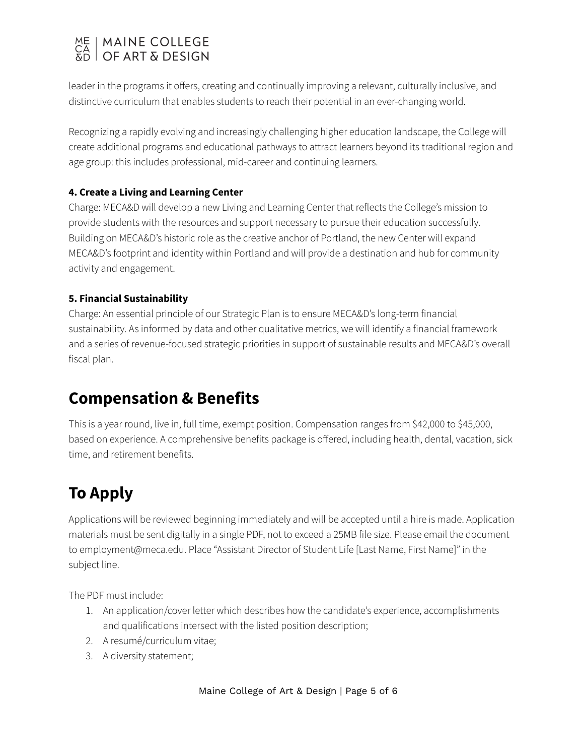leader in the programs it offers, creating and continually improving a relevant, culturally inclusive, and distinctive curriculum that enables students to reach their potential in an ever-changing world.

Recognizing a rapidly evolving and increasingly challenging higher education landscape, the College will create additional programs and educational pathways to attract learners beyond its traditional region and age group: this includes professional, mid-career and continuing learners.

**4. Create a Living and Learning Center**
Charge: MECA&D will develop a new Living and Learning Center that reflects the College's mission to provide students with the resources and support necessary to pursue their education successfully. Building on MECA&D's historic role as the creative anchor of Portland, the new Center will expand MECA&D's footprint and identity within Portland and will provide a destination and hub for community activity and engagement.

**5. Financial Sustainability**
Charge: An essential principle of our Strategic Plan is to ensure MECA&D's long-term financial sustainability. As informed by data and other qualitative metrics, we will identify a financial framework and a series of revenue-focused strategic priorities in support of sustainable results and MECA&D's overall fiscal plan.

# Compensation & Benefits

This is a year round, live in, full time, exempt position. Compensation ranges from $42,000 to $45,000, based on experience. A comprehensive benefits package is offered, including health, dental, vacation, sick time, and retirement benefits.

# To Apply

Applications will be reviewed beginning immediately and will be accepted until a hire is made. Application materials must be sent digitally in a single PDF, not to exceed a 25MB file size. Please email the document to employment@meca.edu. Place "Assistant Director of Student Life [Last Name, First Name]" in the subject line.

The PDF must include:

1. An application/cover letter which describes how the candidate's experience, accomplishments and qualifications intersect with the listed position description;
2. A resumé/curriculum vitae;
3. A diversity statement;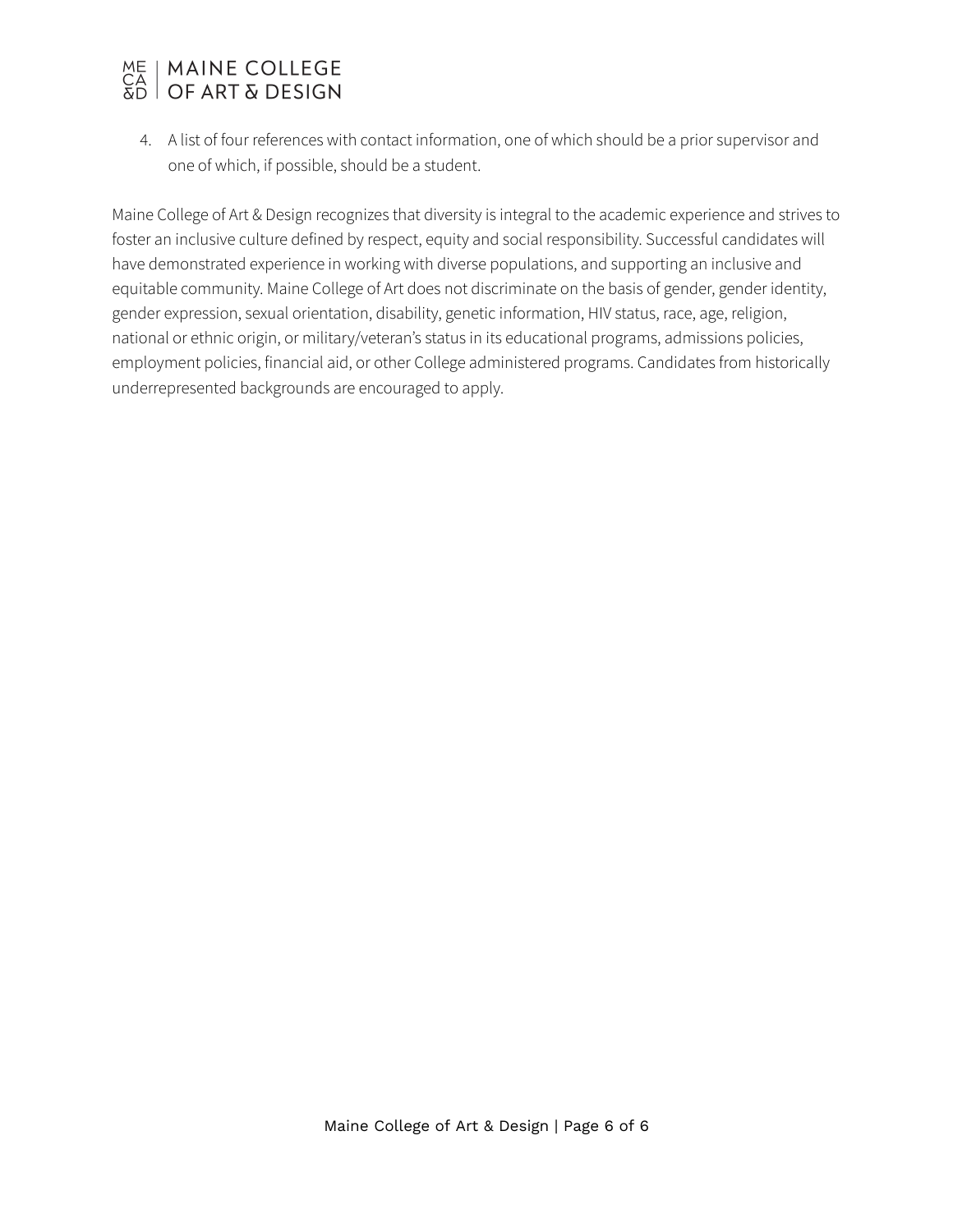4. A list of four references with contact information, one of which should be a prior supervisor and one of which, if possible, should be a student.

Maine College of Art & Design recognizes that diversity is integral to the academic experience and strives to foster an inclusive culture defined by respect, equity and social responsibility. Successful candidates will have demonstrated experience in working with diverse populations, and supporting an inclusive and equitable community. Maine College of Art does not discriminate on the basis of gender, gender identity, gender expression, sexual orientation, disability, genetic information, HIV status, race, age, religion, national or ethnic origin, or military/veteran's status in its educational programs, admissions policies, employment policies, financial aid, or other College administered programs. Candidates from historically underrepresented backgrounds are encouraged to apply.